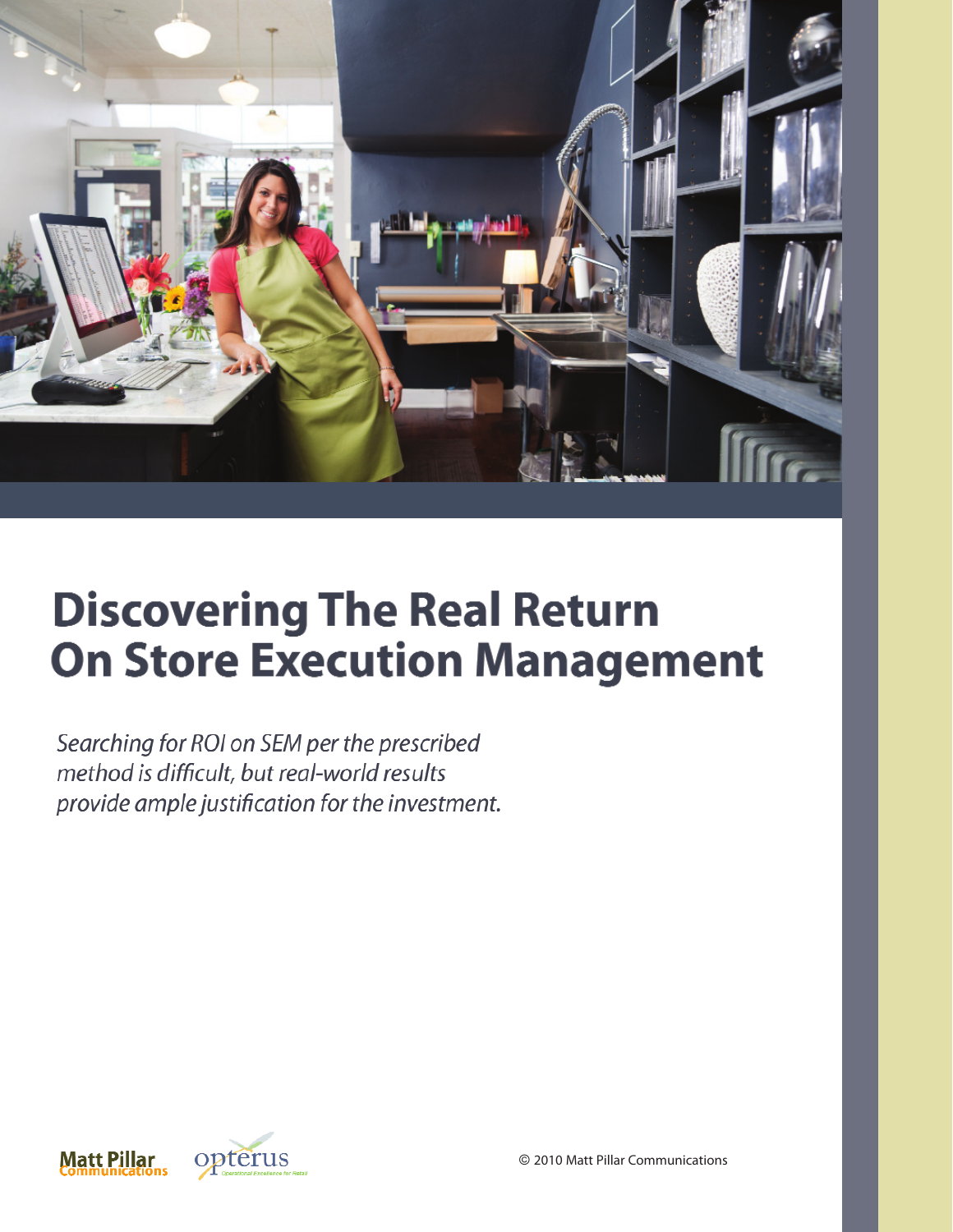# Discovering The Real Return On Store Execution Management

*Searching for ROI on SEM per the prescribed method is difficult, but real-world results provide ample justification for the investment.*

Matt Pillar Communications

opterus
Operational Excellence for Retail

© 2010 Matt Pillar Communications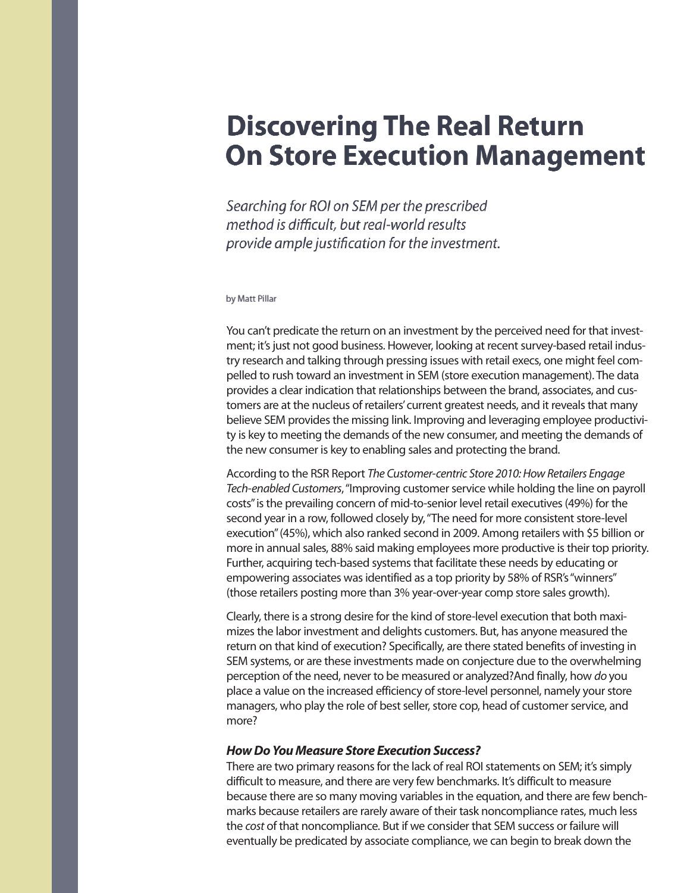# Discovering The Real Return On Store Execution Management

*Searching for ROI on SEM per the prescribed method is difficult, but real-world results provide ample justification for the investment.*

by Matt Pillar

You can't predicate the return on an investment by the perceived need for that investment; it's just not good business. However, looking at recent survey-based retail industry research and talking through pressing issues with retail execs, one might feel compelled to rush toward an investment in SEM (store execution management). The data provides a clear indication that relationships between the brand, associates, and customers are at the nucleus of retailers' current greatest needs, and it reveals that many believe SEM provides the missing link. Improving and leveraging employee productivity is key to meeting the demands of the new consumer, and meeting the demands of the new consumer is key to enabling sales and protecting the brand.

According to the RSR Report *The Customer-centric Store 2010: How Retailers Engage Tech-enabled Customers*, "Improving customer service while holding the line on payroll costs" is the prevailing concern of mid-to-senior level retail executives (49%) for the second year in a row, followed closely by, "The need for more consistent store-level execution" (45%), which also ranked second in 2009. Among retailers with $5 billion or more in annual sales, 88% said making employees more productive is their top priority. Further, acquiring tech-based systems that facilitate these needs by educating or empowering associates was identified as a top priority by 58% of RSR's "winners" (those retailers posting more than 3% year-over-year comp store sales growth).

Clearly, there is a strong desire for the kind of store-level execution that both maximizes the labor investment and delights customers. But, has anyone measured the return on that kind of execution? Specifically, are there stated benefits of investing in SEM systems, or are these investments made on conjecture due to the overwhelming perception of the need, never to be measured or analyzed? And finally, how *do* you place a value on the increased efficiency of store-level personnel, namely your store managers, who play the role of best seller, store cop, head of customer service, and more?

### *How Do You Measure Store Execution Success?*

There are two primary reasons for the lack of real ROI statements on SEM; it's simply difficult to measure, and there are very few benchmarks. It's difficult to measure because there are so many moving variables in the equation, and there are few benchmarks because retailers are rarely aware of their task noncompliance rates, much less the *cost* of that noncompliance. But if we consider that SEM success or failure will eventually be predicated by associate compliance, we can begin to break down the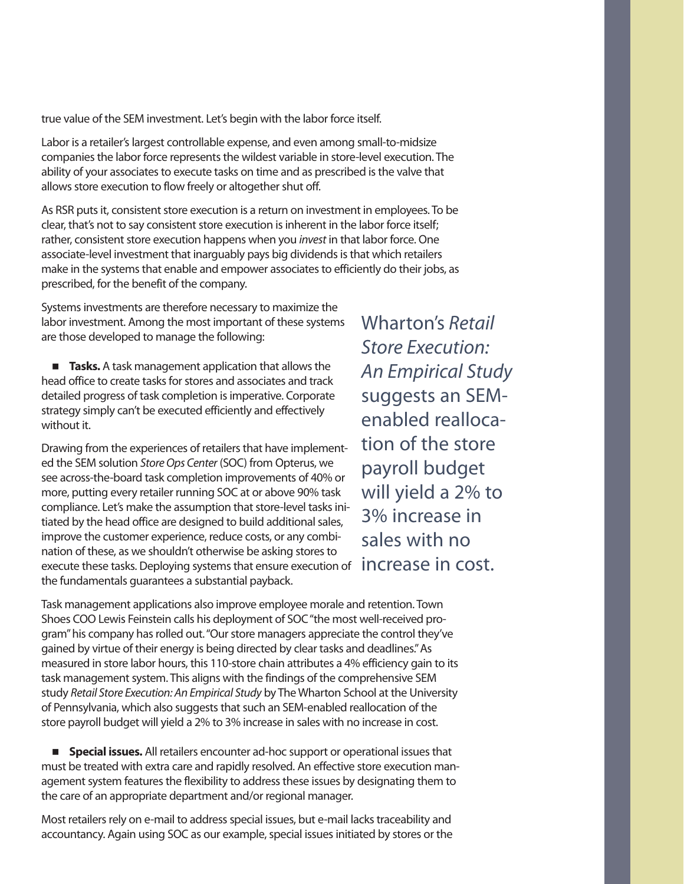true value of the SEM investment. Let's begin with the labor force itself.

Labor is a retailer's largest controllable expense, and even among small-to-midsize companies the labor force represents the wildest variable in store-level execution. The ability of your associates to execute tasks on time and as prescribed is the valve that allows store execution to flow freely or altogether shut off.

As RSR puts it, consistent store execution is a return on investment in employees. To be clear, that's not to say consistent store execution is inherent in the labor force itself; rather, consistent store execution happens when you *invest* in that labor force. One associate-level investment that inarguably pays big dividends is that which retailers make in the systems that enable and empower associates to efficiently do their jobs, as prescribed, for the benefit of the company.

Systems investments are therefore necessary to maximize the labor investment. Among the most important of these systems are those developed to manage the following:

- **Tasks.** A task management application that allows the head office to create tasks for stores and associates and track detailed progress of task completion is imperative. Corporate strategy simply can't be executed efficiently and effectively without it.

Drawing from the experiences of retailers that have implemented the SEM solution *Store Ops Center* (SOC) from Opterus, we see across-the-board task completion improvements of 40% or more, putting every retailer running SOC at or above 90% task compliance. Let's make the assumption that store-level tasks initiated by the head office are designed to build additional sales, improve the customer experience, reduce costs, or any combination of these, as we shouldn't otherwise be asking stores to execute these tasks. Deploying systems that ensure execution of the fundamentals guarantees a substantial payback.

> Wharton's *Retail Store Execution: An Empirical Study* suggests an SEM-enabled reallocation of the store payroll budget will yield a 2% to 3% increase in sales with no increase in cost.

Task management applications also improve employee morale and retention. Town Shoes COO Lewis Feinstein calls his deployment of SOC "the most well-received program" his company has rolled out. "Our store managers appreciate the control they've gained by virtue of their energy is being directed by clear tasks and deadlines." As measured in store labor hours, this 110-store chain attributes a 4% efficiency gain to its task management system. This aligns with the findings of the comprehensive SEM study *Retail Store Execution: An Empirical Study* by The Wharton School at the University of Pennsylvania, which also suggests that such an SEM-enabled reallocation of the store payroll budget will yield a 2% to 3% increase in sales with no increase in cost.

- **Special issues.** All retailers encounter ad-hoc support or operational issues that must be treated with extra care and rapidly resolved. An effective store execution management system features the flexibility to address these issues by designating them to the care of an appropriate department and/or regional manager.

Most retailers rely on e-mail to address special issues, but e-mail lacks traceability and accountancy. Again using SOC as our example, special issues initiated by stores or the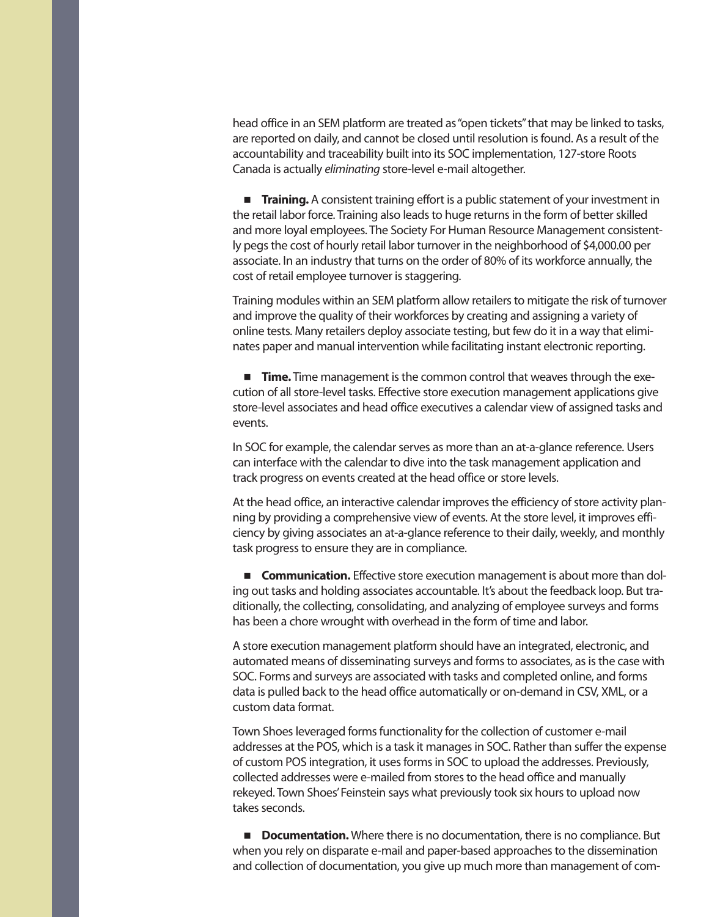head office in an SEM platform are treated as "open tickets" that may be linked to tasks, are reported on daily, and cannot be closed until resolution is found. As a result of the accountability and traceability built into its SOC implementation, 127-store Roots Canada is actually *eliminating* store-level e-mail altogether.

- **Training.** A consistent training effort is a public statement of your investment in the retail labor force. Training also leads to huge returns in the form of better skilled and more loyal employees. The Society For Human Resource Management consistently pegs the cost of hourly retail labor turnover in the neighborhood of $4,000.00 per associate. In an industry that turns on the order of 80% of its workforce annually, the cost of retail employee turnover is staggering.

Training modules within an SEM platform allow retailers to mitigate the risk of turnover and improve the quality of their workforces by creating and assigning a variety of online tests. Many retailers deploy associate testing, but few do it in a way that eliminates paper and manual intervention while facilitating instant electronic reporting.

- **Time.** Time management is the common control that weaves through the execution of all store-level tasks. Effective store execution management applications give store-level associates and head office executives a calendar view of assigned tasks and events.

In SOC for example, the calendar serves as more than an at-a-glance reference. Users can interface with the calendar to dive into the task management application and track progress on events created at the head office or store levels.

At the head office, an interactive calendar improves the efficiency of store activity planning by providing a comprehensive view of events. At the store level, it improves efficiency by giving associates an at-a-glance reference to their daily, weekly, and monthly task progress to ensure they are in compliance.

- **Communication.** Effective store execution management is about more than doling out tasks and holding associates accountable. It's about the feedback loop. But traditionally, the collecting, consolidating, and analyzing of employee surveys and forms has been a chore wrought with overhead in the form of time and labor.

A store execution management platform should have an integrated, electronic, and automated means of disseminating surveys and forms to associates, as is the case with SOC. Forms and surveys are associated with tasks and completed online, and forms data is pulled back to the head office automatically or on-demand in CSV, XML, or a custom data format.

Town Shoes leveraged forms functionality for the collection of customer e-mail addresses at the POS, which is a task it manages in SOC. Rather than suffer the expense of custom POS integration, it uses forms in SOC to upload the addresses. Previously, collected addresses were e-mailed from stores to the head office and manually rekeyed. Town Shoes' Feinstein says what previously took six hours to upload now takes seconds.

- **Documentation.** Where there is no documentation, there is no compliance. But when you rely on disparate e-mail and paper-based approaches to the dissemination and collection of documentation, you give up much more than management of com-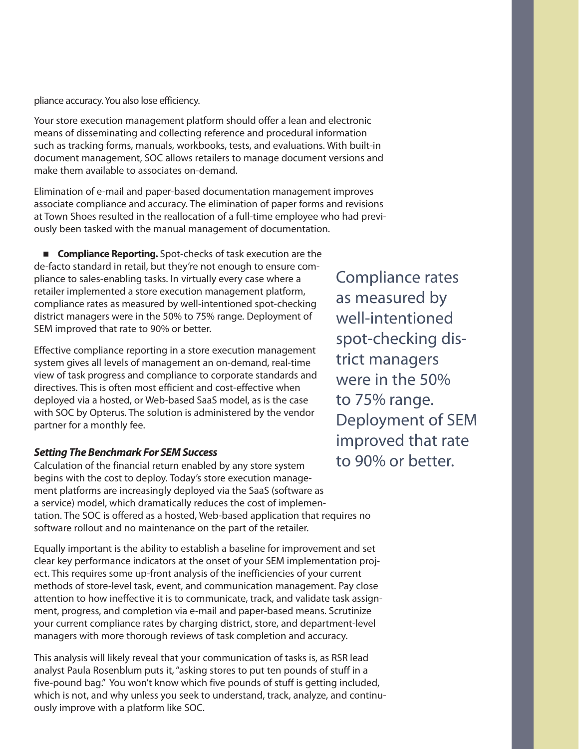pliance accuracy. You also lose efficiency.

Your store execution management platform should offer a lean and electronic means of disseminating and collecting reference and procedural information such as tracking forms, manuals, workbooks, tests, and evaluations. With built-in document management, SOC allows retailers to manage document versions and make them available to associates on-demand.

Elimination of e-mail and paper-based documentation management improves associate compliance and accuracy. The elimination of paper forms and revisions at Town Shoes resulted in the reallocation of a full-time employee who had previously been tasked with the manual management of documentation.

- **Compliance Reporting.** Spot-checks of task execution are the de-facto standard in retail, but they're not enough to ensure compliance to sales-enabling tasks. In virtually every case where a retailer implemented a store execution management platform, compliance rates as measured by well-intentioned spot-checking district managers were in the 50% to 75% range. Deployment of SEM improved that rate to 90% or better.

Effective compliance reporting in a store execution management system gives all levels of management an on-demand, real-time view of task progress and compliance to corporate standards and directives. This is often most efficient and cost-effective when deployed via a hosted, or Web-based SaaS model, as is the case with SOC by Opterus. The solution is administered by the vendor partner for a monthly fee.

> Compliance rates as measured by well-intentioned spot-checking district managers were in the 50% to 75% range. Deployment of SEM improved that rate to 90% or better.

***Setting The Benchmark For SEM Success***

Calculation of the financial return enabled by any store system begins with the cost to deploy. Today's store execution management platforms are increasingly deployed via the SaaS (software as a service) model, which dramatically reduces the cost of implementation. The SOC is offered as a hosted, Web-based application that requires no software rollout and no maintenance on the part of the retailer.

Equally important is the ability to establish a baseline for improvement and set clear key performance indicators at the onset of your SEM implementation project. This requires some up-front analysis of the inefficiencies of your current methods of store-level task, event, and communication management. Pay close attention to how ineffective it is to communicate, track, and validate task assignment, progress, and completion via e-mail and paper-based means. Scrutinize your current compliance rates by charging district, store, and department-level managers with more thorough reviews of task completion and accuracy.

This analysis will likely reveal that your communication of tasks is, as RSR lead analyst Paula Rosenblum puts it, "asking stores to put ten pounds of stuff in a five-pound bag." You won't know which five pounds of stuff is getting included, which is not, and why unless you seek to understand, track, analyze, and continuously improve with a platform like SOC.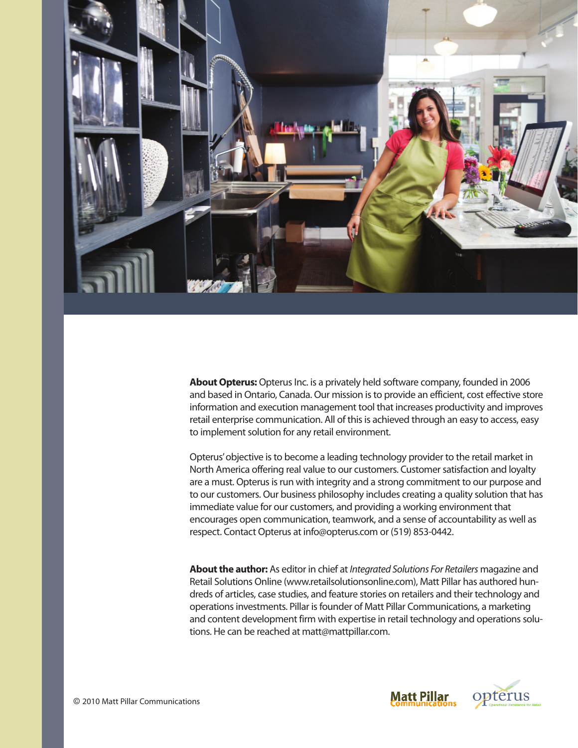**About Opterus:** Opterus Inc. is a privately held software company, founded in 2006 and based in Ontario, Canada. Our mission is to provide an efficient, cost effective store information and execution management tool that increases productivity and improves retail enterprise communication. All of this is achieved through an easy to access, easy to implement solution for any retail environment.

Opterus' objective is to become a leading technology provider to the retail market in North America offering real value to our customers. Customer satisfaction and loyalty are a must. Opterus is run with integrity and a strong commitment to our purpose and to our customers. Our business philosophy includes creating a quality solution that has immediate value for our customers, and providing a working environment that encourages open communication, teamwork, and a sense of accountability as well as respect. Contact Opterus at info@opterus.com or (519) 853-0442.

**About the author:** As editor in chief at *Integrated Solutions For Retailers* magazine and Retail Solutions Online (www.retailsolutionsonline.com), Matt Pillar has authored hundreds of articles, case studies, and feature stories on retailers and their technology and operations investments. Pillar is founder of Matt Pillar Communications, a marketing and content development firm with expertise in retail technology and operations solutions. He can be reached at matt@mattpillar.com.

© 2010 Matt Pillar Communications

Matt Pillar Communications

opterus
Operational Excellence for Retail